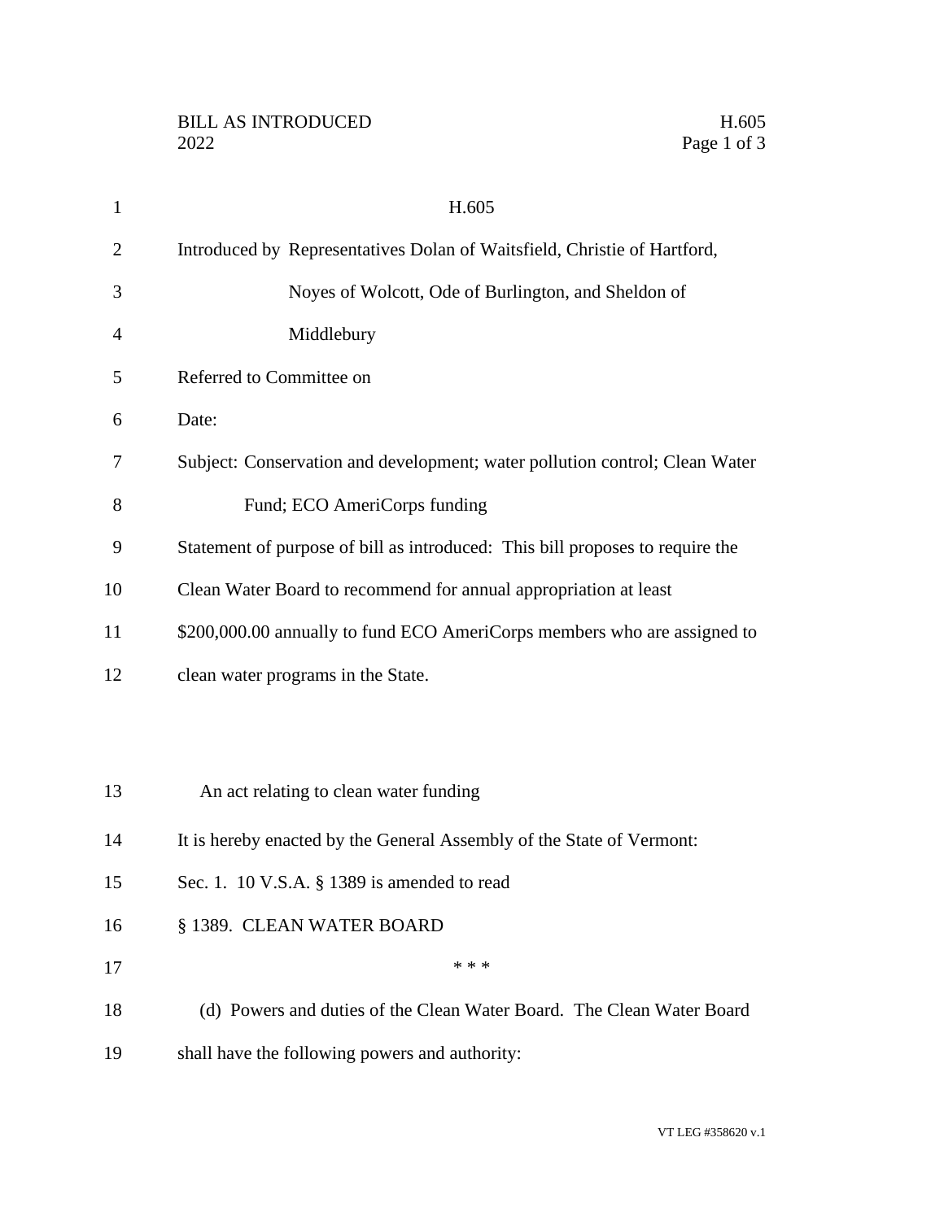BILL AS INTRODUCED H.605
2022

H.605

Introduced by Representatives Dolan of Waitsfield, Christie of Hartford, Noyes of Wolcott, Ode of Burlington, and Sheldon of Middlebury

Referred to Committee on

Date:

Subject: Conservation and development; water pollution control; Clean Water Fund; ECO AmeriCorps funding

Statement of purpose of bill as introduced: This bill proposes to require the Clean Water Board to recommend for annual appropriation at least $200,000.00 annually to fund ECO AmeriCorps members who are assigned to clean water programs in the State.

An act relating to clean water funding

It is hereby enacted by the General Assembly of the State of Vermont:

Sec. 1. 10 V.S.A. § 1389 is amended to read

§ 1389. CLEAN WATER BOARD

\* \* \*

(d) Powers and duties of the Clean Water Board. The Clean Water Board shall have the following powers and authority: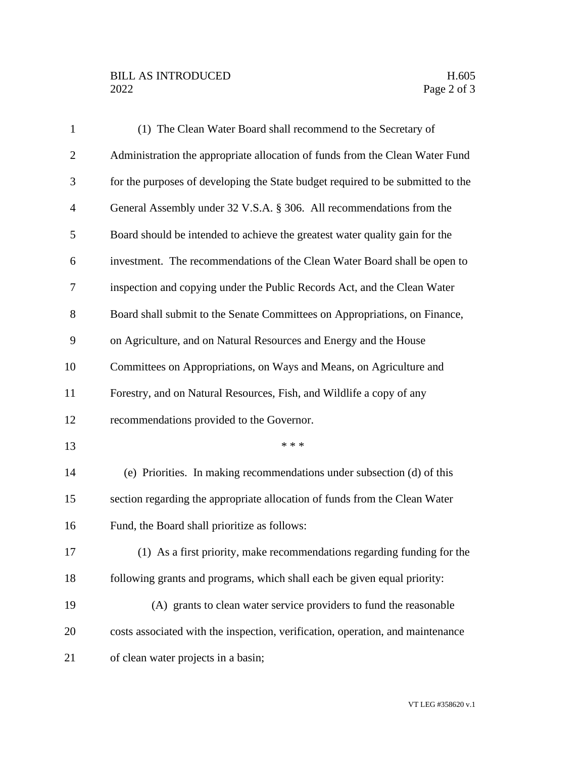(1) The Clean Water Board shall recommend to the Secretary of Administration the appropriate allocation of funds from the Clean Water Fund for the purposes of developing the State budget required to be submitted to the General Assembly under 32 V.S.A. § 306. All recommendations from the Board should be intended to achieve the greatest water quality gain for the investment. The recommendations of the Clean Water Board shall be open to inspection and copying under the Public Records Act, and the Clean Water Board shall submit to the Senate Committees on Appropriations, on Finance, on Agriculture, and on Natural Resources and Energy and the House Committees on Appropriations, on Ways and Means, on Agriculture and Forestry, and on Natural Resources, Fish, and Wildlife a copy of any recommendations provided to the Governor.

\* \* \*

(e) Priorities. In making recommendations under subsection (d) of this section regarding the appropriate allocation of funds from the Clean Water Fund, the Board shall prioritize as follows:

(1) As a first priority, make recommendations regarding funding for the following grants and programs, which shall each be given equal priority:

(A) grants to clean water service providers to fund the reasonable costs associated with the inspection, verification, operation, and maintenance of clean water projects in a basin;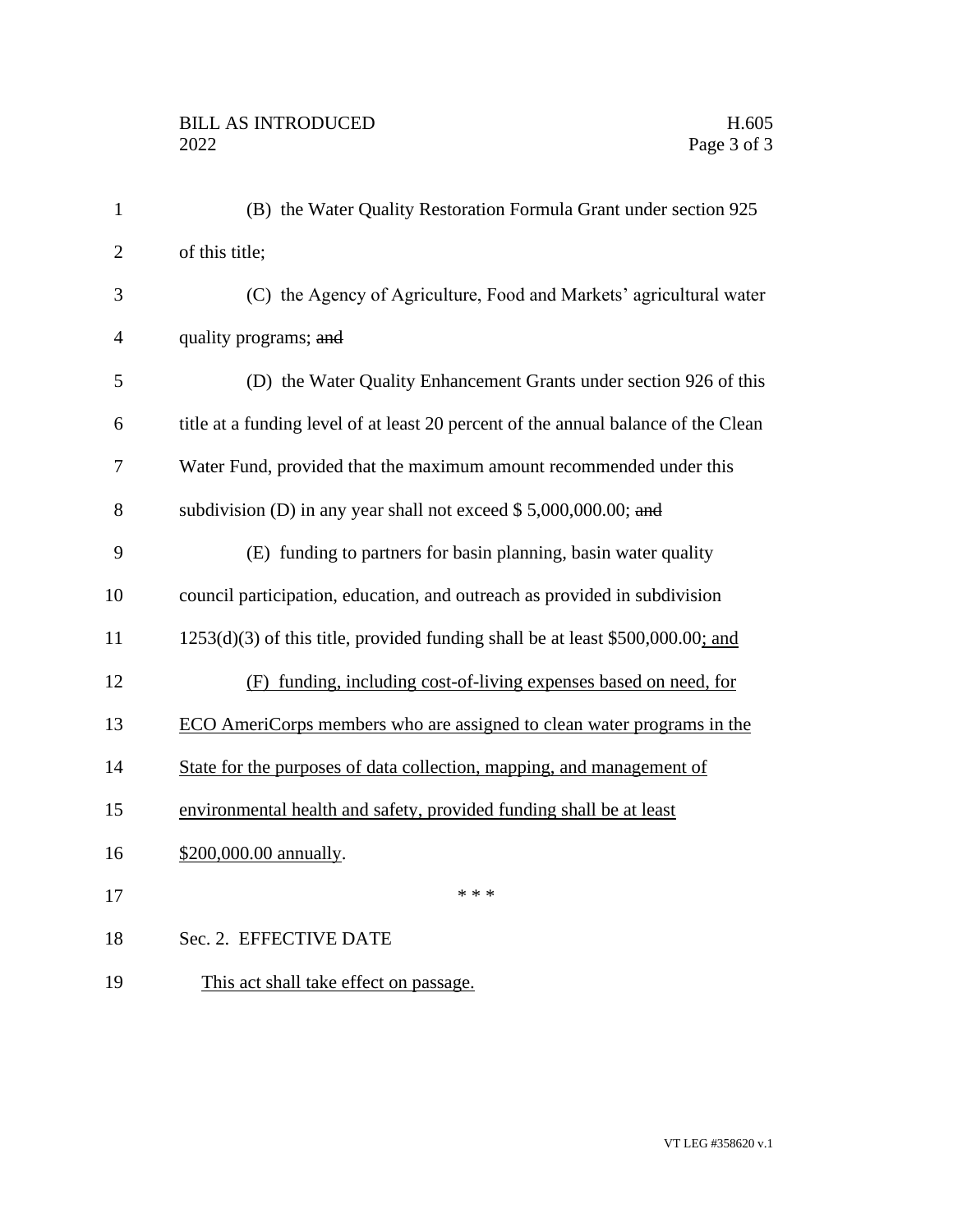(B) the Water Quality Restoration Formula Grant under section 925 of this title;

(C) the Agency of Agriculture, Food and Markets' agricultural water quality programs; ~~and~~

(D) the Water Quality Enhancement Grants under section 926 of this title at a funding level of at least 20 percent of the annual balance of the Clean Water Fund, provided that the maximum amount recommended under this subdivision (D) in any year shall not exceed $ 5,000,000.00; ~~and~~

(E) funding to partners for basin planning, basin water quality council participation, education, and outreach as provided in subdivision 1253(d)(3) of this title, provided funding shall be at least $500,000.00<u>; and</u>

<u>(F) funding, including cost-of-living expenses based on need, for ECO AmeriCorps members who are assigned to clean water programs in the State for the purposes of data collection, mapping, and management of environmental health and safety, provided funding shall be at least $200,000.00 annually</u>.

\* \* \*

Sec. 2. EFFECTIVE DATE

<u>This act shall take effect on passage.</u>